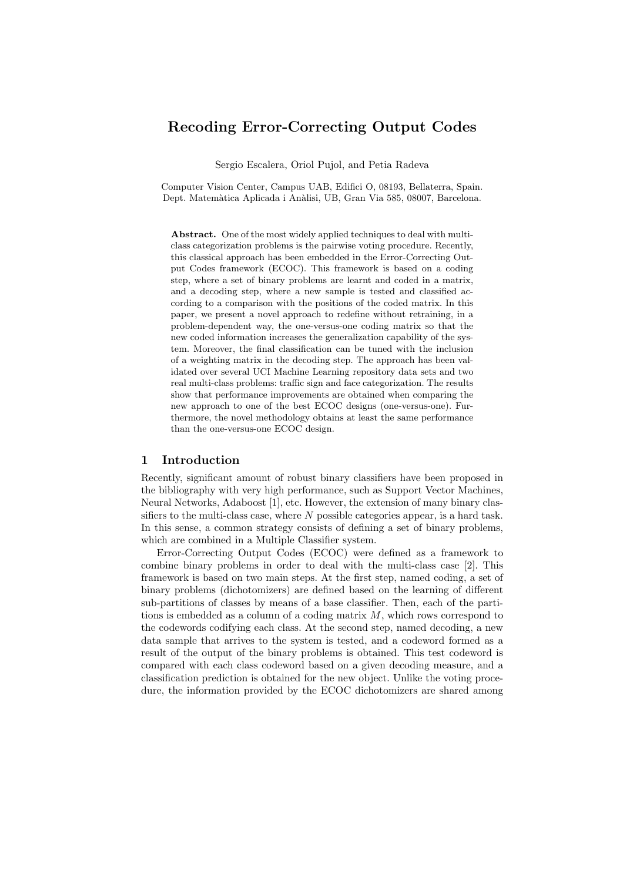# Recoding Error-Correcting Output Codes

Sergio Escalera, Oriol Pujol, and Petia Radeva

Computer Vision Center, Campus UAB, Edifici O, 08193, Bellaterra, Spain.
Dept. Matemàtica Aplicada i Anàlisi, UB, Gran Via 585, 08007, Barcelona.

**Abstract.** One of the most widely applied techniques to deal with multi-class categorization problems is the pairwise voting procedure. Recently, this classical approach has been embedded in the Error-Correcting Output Codes framework (ECOC). This framework is based on a coding step, where a set of binary problems are learnt and coded in a matrix, and a decoding step, where a new sample is tested and classified according to a comparison with the positions of the coded matrix. In this paper, we present a novel approach to redefine without retraining, in a problem-dependent way, the one-versus-one coding matrix so that the new coded information increases the generalization capability of the system. Moreover, the final classification can be tuned with the inclusion of a weighting matrix in the decoding step. The approach has been validated over several UCI Machine Learning repository data sets and two real multi-class problems: traffic sign and face categorization. The results show that performance improvements are obtained when comparing the new approach to one of the best ECOC designs (one-versus-one). Furthermore, the novel methodology obtains at least the same performance than the one-versus-one ECOC design.

## 1 Introduction

Recently, significant amount of robust binary classifiers have been proposed in the bibliography with very high performance, such as Support Vector Machines, Neural Networks, Adaboost [1], etc. However, the extension of many binary classifiers to the multi-class case, where $N$ possible categories appear, is a hard task. In this sense, a common strategy consists of defining a set of binary problems, which are combined in a Multiple Classifier system.

Error-Correcting Output Codes (ECOC) were defined as a framework to combine binary problems in order to deal with the multi-class case [2]. This framework is based on two main steps. At the first step, named coding, a set of binary problems (dichotomizers) are defined based on the learning of different sub-partitions of classes by means of a base classifier. Then, each of the partitions is embedded as a column of a coding matrix $M$, which rows correspond to the codewords codifying each class. At the second step, named decoding, a new data sample that arrives to the system is tested, and a codeword formed as a result of the output of the binary problems is obtained. This test codeword is compared with each class codeword based on a given decoding measure, and a classification prediction is obtained for the new object. Unlike the voting procedure, the information provided by the ECOC dichotomizers are shared among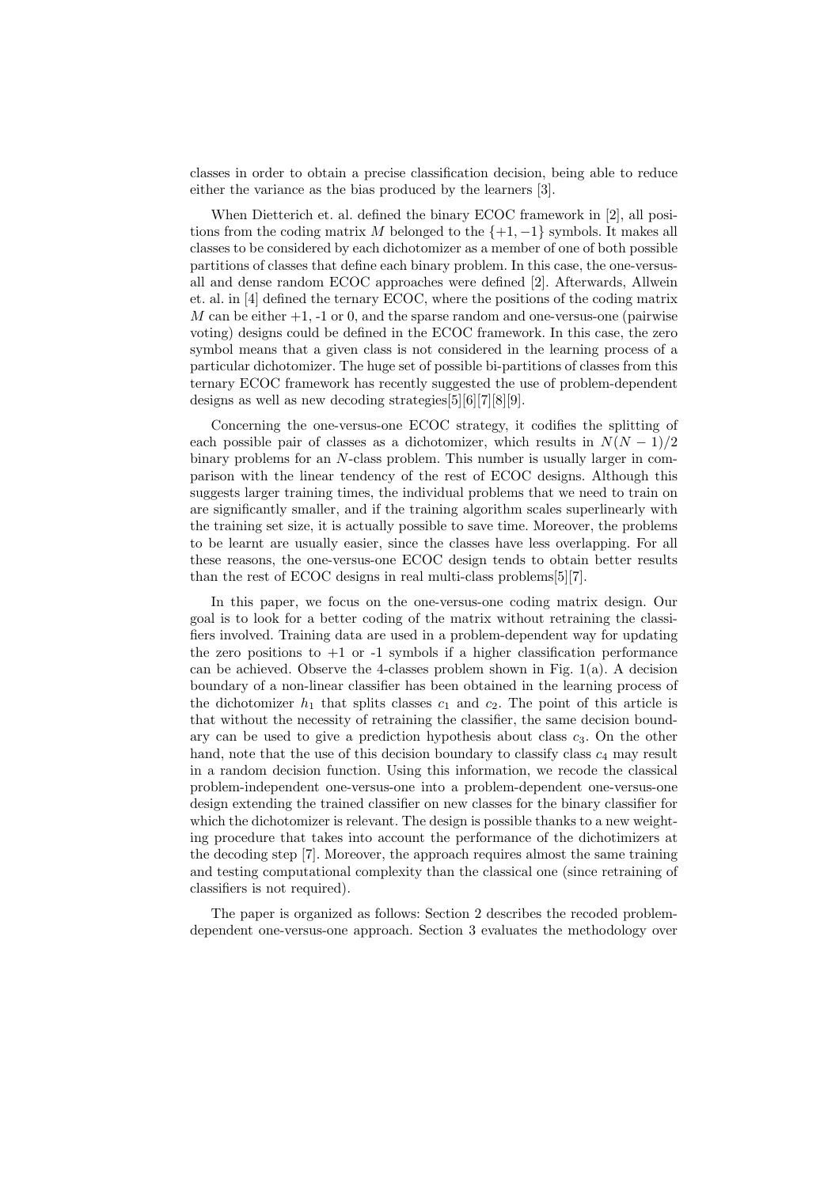classes in order to obtain a precise classification decision, being able to reduce either the variance as the bias produced by the learners [3].

When Dietterich et. al. defined the binary ECOC framework in [2], all positions from the coding matrix $M$ belonged to the $\{+1, -1\}$ symbols. It makes all classes to be considered by each dichotomizer as a member of one of both possible partitions of classes that define each binary problem. In this case, the one-versus-all and dense random ECOC approaches were defined [2]. Afterwards, Allwein et. al. in [4] defined the ternary ECOC, where the positions of the coding matrix $M$ can be either +1, -1 or 0, and the sparse random and one-versus-one (pairwise voting) designs could be defined in the ECOC framework. In this case, the zero symbol means that a given class is not considered in the learning process of a particular dichotomizer. The huge set of possible bi-partitions of classes from this ternary ECOC framework has recently suggested the use of problem-dependent designs as well as new decoding strategies[5][6][7][8][9].

Concerning the one-versus-one ECOC strategy, it codifies the splitting of each possible pair of classes as a dichotomizer, which results in $N(N-1)/2$ binary problems for an $N$-class problem. This number is usually larger in comparison with the linear tendency of the rest of ECOC designs. Although this suggests larger training times, the individual problems that we need to train on are significantly smaller, and if the training algorithm scales superlinearly with the training set size, it is actually possible to save time. Moreover, the problems to be learnt are usually easier, since the classes have less overlapping. For all these reasons, the one-versus-one ECOC design tends to obtain better results than the rest of ECOC designs in real multi-class problems[5][7].

In this paper, we focus on the one-versus-one coding matrix design. Our goal is to look for a better coding of the matrix without retraining the classifiers involved. Training data are used in a problem-dependent way for updating the zero positions to +1 or -1 symbols if a higher classification performance can be achieved. Observe the 4-classes problem shown in Fig. 1(a). A decision boundary of a non-linear classifier has been obtained in the learning process of the dichotomizer $h_1$ that splits classes $c_1$ and $c_2$. The point of this article is that without the necessity of retraining the classifier, the same decision boundary can be used to give a prediction hypothesis about class $c_3$. On the other hand, note that the use of this decision boundary to classify class $c_4$ may result in a random decision function. Using this information, we recode the classical problem-independent one-versus-one into a problem-dependent one-versus-one design extending the trained classifier on new classes for the binary classifier for which the dichotomizer is relevant. The design is possible thanks to a new weighting procedure that takes into account the performance of the dichotimizers at the decoding step [7]. Moreover, the approach requires almost the same training and testing computational complexity than the classical one (since retraining of classifiers is not required).

The paper is organized as follows: Section 2 describes the recoded problem-dependent one-versus-one approach. Section 3 evaluates the methodology over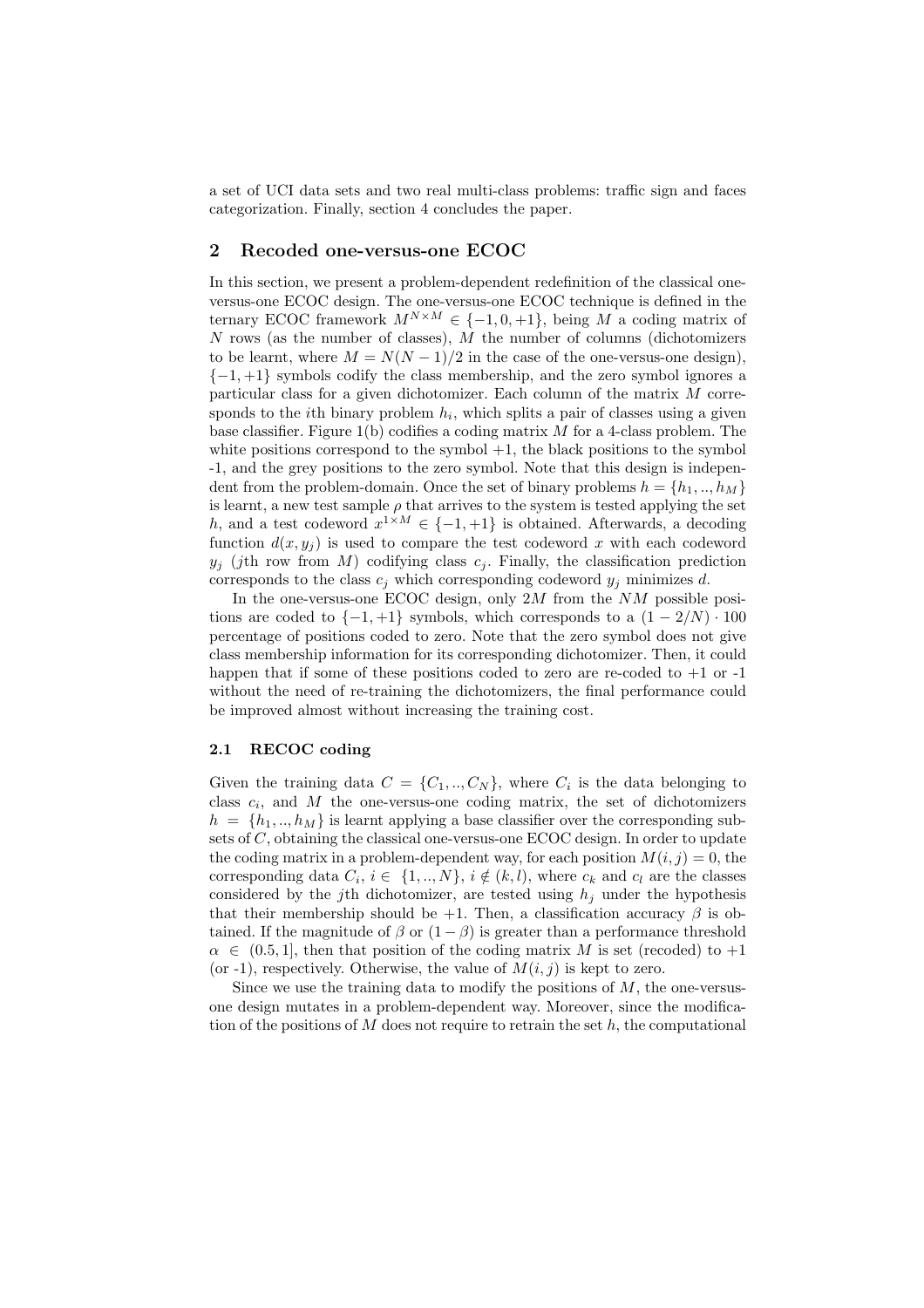a set of UCI data sets and two real multi-class problems: traffic sign and faces categorization. Finally, section 4 concludes the paper.

## 2 Recoded one-versus-one ECOC

In this section, we present a problem-dependent redefinition of the classical one-versus-one ECOC design. The one-versus-one ECOC technique is defined in the ternary ECOC framework $M^{N \times M} \in \{-1, 0, +1\}$, being $M$ a coding matrix of $N$ rows (as the number of classes), $M$ the number of columns (dichotomizers to be learnt, where $M = N(N-1)/2$ in the case of the one-versus-one design), $\{-1, +1\}$ symbols codify the class membership, and the zero symbol ignores a particular class for a given dichotomizer. Each column of the matrix $M$ corresponds to the $i$th binary problem $h_i$, which splits a pair of classes using a given base classifier. Figure 1(b) codifies a coding matrix $M$ for a 4-class problem. The white positions correspond to the symbol +1, the black positions to the symbol -1, and the grey positions to the zero symbol. Note that this design is independent from the problem-domain. Once the set of binary problems $h = \{h_1, .., h_M\}$ is learnt, a new test sample $\rho$ that arrives to the system is tested applying the set $h$, and a test codeword $x^{1 \times M} \in \{-1, +1\}$ is obtained. Afterwards, a decoding function $d(x, y_j)$ is used to compare the test codeword $x$ with each codeword $y_j$ ($j$th row from $M$) codifying class $c_j$. Finally, the classification prediction corresponds to the class $c_j$ which corresponding codeword $y_j$ minimizes $d$.

In the one-versus-one ECOC design, only $2M$ from the $NM$ possible positions are coded to $\{-1, +1\}$ symbols, which corresponds to a $(1 - 2/N) \cdot 100$ percentage of positions coded to zero. Note that the zero symbol does not give class membership information for its corresponding dichotomizer. Then, it could happen that if some of these positions coded to zero are re-coded to +1 or -1 without the need of re-training the dichotomizers, the final performance could be improved almost without increasing the training cost.

### 2.1 RECOC coding

Given the training data $C = \{C_1, .., C_N\}$, where $C_i$ is the data belonging to class $c_i$, and $M$ the one-versus-one coding matrix, the set of dichotomizers $h = \{h_1, .., h_M\}$ is learnt applying a base classifier over the corresponding subsets of $C$, obtaining the classical one-versus-one ECOC design. In order to update the coding matrix in a problem-dependent way, for each position $M(i, j) = 0$, the corresponding data $C_i$, $i \in \{1, .., N\}$, $i \notin (k, l)$, where $c_k$ and $c_l$ are the classes considered by the $j$th dichotomizer, are tested using $h_j$ under the hypothesis that their membership should be +1. Then, a classification accuracy $\beta$ is obtained. If the magnitude of $\beta$ or $(1 - \beta)$ is greater than a performance threshold $\alpha \in (0.5, 1]$, then that position of the coding matrix $M$ is set (recoded) to +1 (or -1), respectively. Otherwise, the value of $M(i, j)$ is kept to zero.

Since we use the training data to modify the positions of $M$, the one-versus-one design mutates in a problem-dependent way. Moreover, since the modification of the positions of $M$ does not require to retrain the set $h$, the computational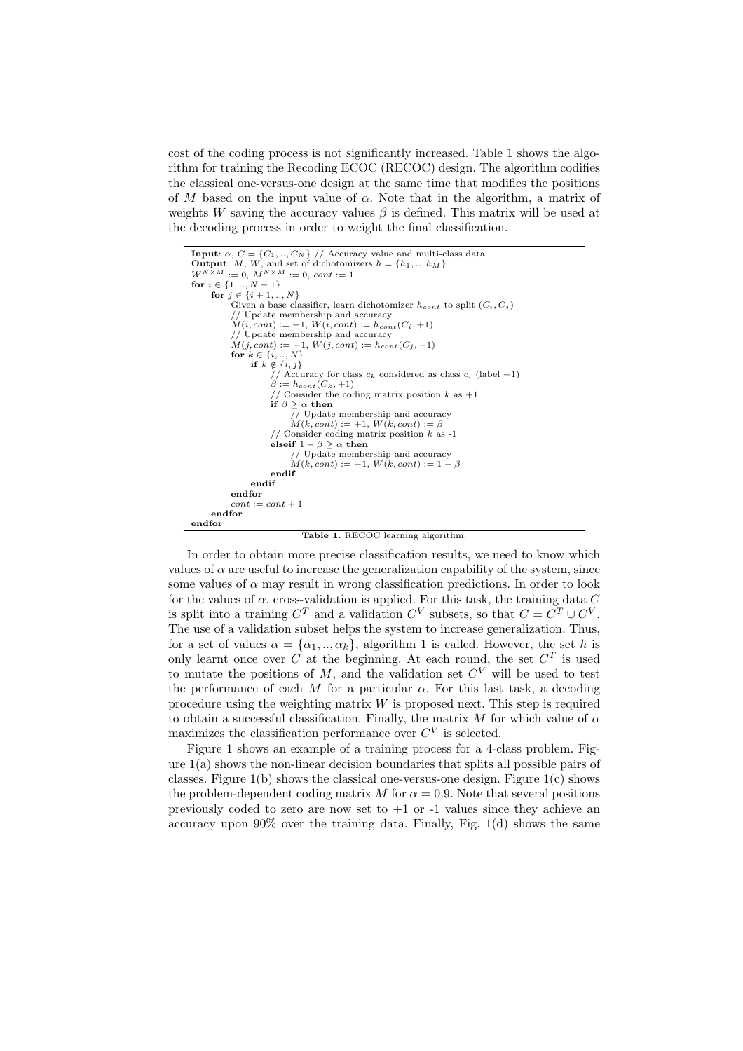cost of the coding process is not significantly increased. Table 1 shows the algorithm for training the Recoding ECOC (RECOC) design. The algorithm codifies the classical one-versus-one design at the same time that modifies the positions of $M$ based on the input value of $\alpha$. Note that in the algorithm, a matrix of weights $W$ saving the accuracy values $\beta$ is defined. This matrix will be used at the decoding process in order to weight the final classification.

```
Input: α, C = {C_1, .., C_N} // Accuracy value and multi-class data
Output: M, W, and set of dichotomizers h = {h_1, .., h_M}
W^{N×M} := 0, M^{N×M} := 0, cont := 1
for i ∈ {1, .., N − 1}
    for j ∈ {i + 1, .., N}
        Given a base classifier, learn dichotomizer h_cont to split (C_i, C_j)
        // Update membership and accuracy
        M(i, cont) := +1, W(i, cont) := h_cont(C_i, +1)
        // Update membership and accuracy
        M(j, cont) := −1, W(j, cont) := h_cont(C_j, −1)
        for k ∈ {i, .., N}
            if k ∉ {i, j}
                // Accuracy for class c_k considered as class c_i (label +1)
                β := h_cont(C_k, +1)
                // Consider the coding matrix position k as +1
                if β ≥ α then
                    // Update membership and accuracy
                    M(k, cont) := +1, W(k, cont) := β
                // Consider coding matrix position k as -1
                elseif 1 − β ≥ α then
                    // Update membership and accuracy
                    M(k, cont) := −1, W(k, cont) := 1 − β
                endif
            endif
        endfor
        cont := cont + 1
    endfor
endfor
```

**Table 1.** RECOC learning algorithm.

In order to obtain more precise classification results, we need to know which values of $\alpha$ are useful to increase the generalization capability of the system, since some values of $\alpha$ may result in wrong classification predictions. In order to look for the values of $\alpha$, cross-validation is applied. For this task, the training data $C$ is split into a training $C^T$ and a validation $C^V$ subsets, so that $C = C^T \cup C^V$. The use of a validation subset helps the system to increase generalization. Thus, for a set of values $\alpha = \{\alpha_1, .., \alpha_k\}$, algorithm 1 is called. However, the set $h$ is only learnt once over $C$ at the beginning. At each round, the set $C^T$ is used to mutate the positions of $M$, and the validation set $C^V$ will be used to test the performance of each $M$ for a particular $\alpha$. For this last task, a decoding procedure using the weighting matrix $W$ is proposed next. This step is required to obtain a successful classification. Finally, the matrix $M$ for which value of $\alpha$ maximizes the classification performance over $C^V$ is selected.

Figure 1 shows an example of a training process for a 4-class problem. Figure 1(a) shows the non-linear decision boundaries that splits all possible pairs of classes. Figure 1(b) shows the classical one-versus-one design. Figure 1(c) shows the problem-dependent coding matrix $M$ for $\alpha = 0.9$. Note that several positions previously coded to zero are now set to +1 or -1 values since they achieve an accuracy upon 90% over the training data. Finally, Fig. 1(d) shows the same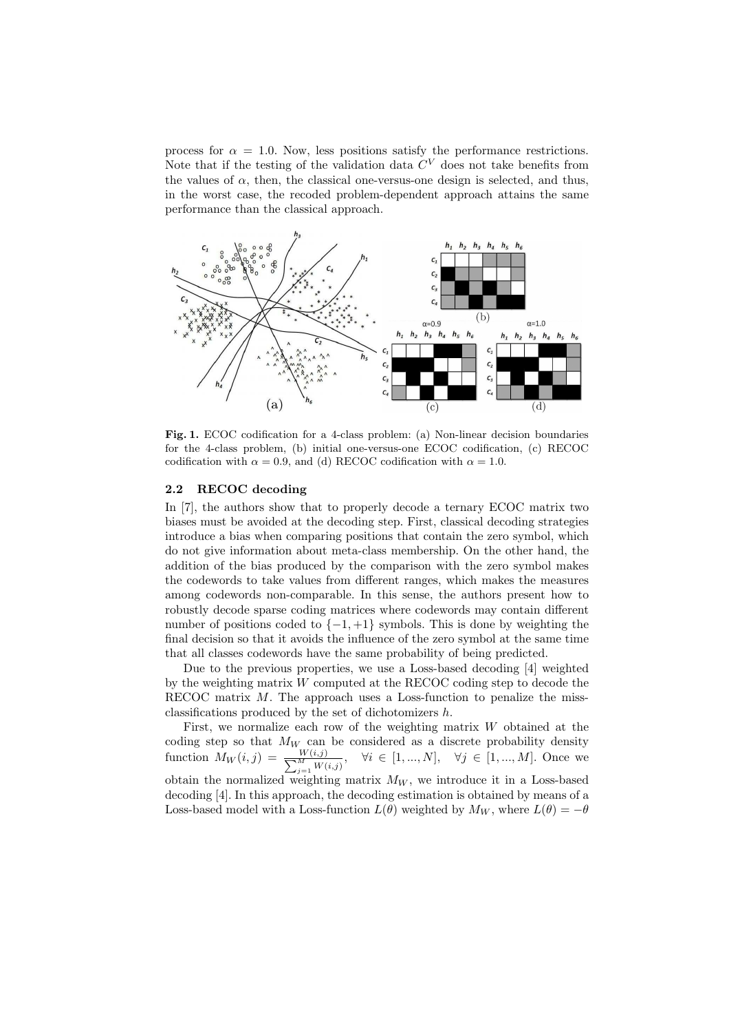process for $\alpha = 1.0$. Now, less positions satisfy the performance restrictions. Note that if the testing of the validation data $C^V$ does not take benefits from the values of $\alpha$, then, the classical one-versus-one design is selected, and thus, in the worst case, the recoded problem-dependent approach attains the same performance than the classical approach.

**Fig. 1.** ECOC codification for a 4-class problem: (a) Non-linear decision boundaries for the 4-class problem, (b) initial one-versus-one ECOC codification, (c) RECOC codification with $\alpha = 0.9$, and (d) RECOC codification with $\alpha = 1.0$.

### 2.2 RECOC decoding

In [7], the authors show that to properly decode a ternary ECOC matrix two biases must be avoided at the decoding step. First, classical decoding strategies introduce a bias when comparing positions that contain the zero symbol, which do not give information about meta-class membership. On the other hand, the addition of the bias produced by the comparison with the zero symbol makes the codewords to take values from different ranges, which makes the measures among codewords non-comparable. In this sense, the authors present how to robustly decode sparse coding matrices where codewords may contain different number of positions coded to $\{-1, +1\}$ symbols. This is done by weighting the final decision so that it avoids the influence of the zero symbol at the same time that all classes codewords have the same probability of being predicted.

Due to the previous properties, we use a Loss-based decoding [4] weighted by the weighting matrix $W$ computed at the RECOC coding step to decode the RECOC matrix $M$. The approach uses a Loss-function to penalize the miss-classifications produced by the set of dichotomizers $h$.

First, we normalize each row of the weighting matrix $W$ obtained at the coding step so that $M_W$ can be considered as a discrete probability density function $M_W(i,j) = \frac{W(i,j)}{\sum_{j=1}^{M} W(i,j)}$, $\forall i \in [1, ..., N]$, $\forall j \in [1, ..., M]$. Once we obtain the normalized weighting matrix $M_W$, we introduce it in a Loss-based decoding [4]. In this approach, the decoding estimation is obtained by means of a Loss-based model with a Loss-function $L(\theta)$ weighted by $M_W$, where $L(\theta) = -\theta$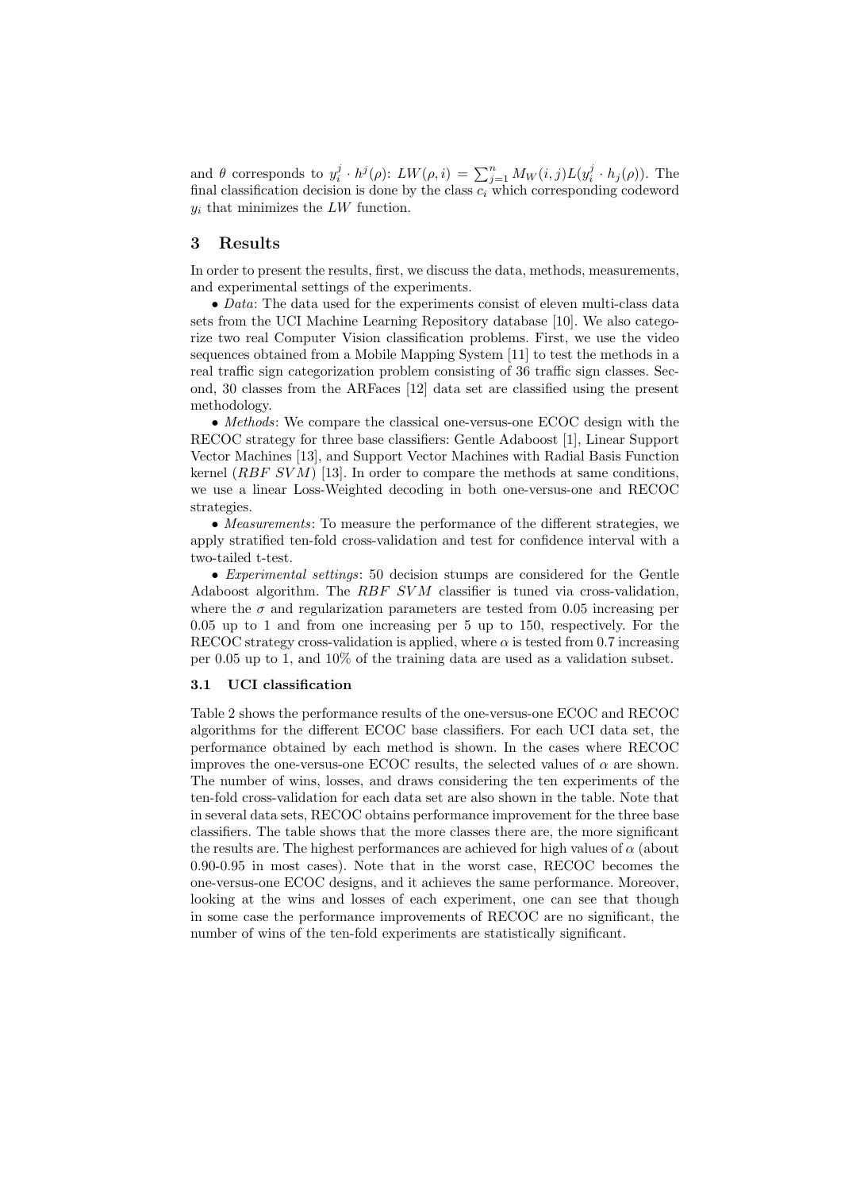and $\theta$ corresponds to $y_i^j \cdot h^j(\rho)$: $LW(\rho, i) = \sum_{j=1}^{n} M_W(i,j) L(y_i^j \cdot h_j(\rho))$. The final classification decision is done by the class $c_i$ which corresponding codeword $y_i$ that minimizes the $LW$ function.

## 3 Results

In order to present the results, first, we discuss the data, methods, measurements, and experimental settings of the experiments.

• *Data*: The data used for the experiments consist of eleven multi-class data sets from the UCI Machine Learning Repository database [10]. We also categorize two real Computer Vision classification problems. First, we use the video sequences obtained from a Mobile Mapping System [11] to test the methods in a real traffic sign categorization problem consisting of 36 traffic sign classes. Second, 30 classes from the ARFaces [12] data set are classified using the present methodology.

• *Methods*: We compare the classical one-versus-one ECOC design with the RECOC strategy for three base classifiers: Gentle Adaboost [1], Linear Support Vector Machines [13], and Support Vector Machines with Radial Basis Function kernel ($RBF\ SVM$) [13]. In order to compare the methods at same conditions, we use a linear Loss-Weighted decoding in both one-versus-one and RECOC strategies.

• *Measurements*: To measure the performance of the different strategies, we apply stratified ten-fold cross-validation and test for confidence interval with a two-tailed t-test.

• *Experimental settings*: 50 decision stumps are considered for the Gentle Adaboost algorithm. The $RBF\ SVM$ classifier is tuned via cross-validation, where the $\sigma$ and regularization parameters are tested from 0.05 increasing per 0.05 up to 1 and from one increasing per 5 up to 150, respectively. For the RECOC strategy cross-validation is applied, where $\alpha$ is tested from 0.7 increasing per 0.05 up to 1, and 10% of the training data are used as a validation subset.

### 3.1 UCI classification

Table 2 shows the performance results of the one-versus-one ECOC and RECOC algorithms for the different ECOC base classifiers. For each UCI data set, the performance obtained by each method is shown. In the cases where RECOC improves the one-versus-one ECOC results, the selected values of $\alpha$ are shown. The number of wins, losses, and draws considering the ten experiments of the ten-fold cross-validation for each data set are also shown in the table. Note that in several data sets, RECOC obtains performance improvement for the three base classifiers. The table shows that the more classes there are, the more significant the results are. The highest performances are achieved for high values of $\alpha$ (about 0.90-0.95 in most cases). Note that in the worst case, RECOC becomes the one-versus-one ECOC designs, and it achieves the same performance. Moreover, looking at the wins and losses of each experiment, one can see that though in some case the performance improvements of RECOC are no significant, the number of wins of the ten-fold experiments are statistically significant.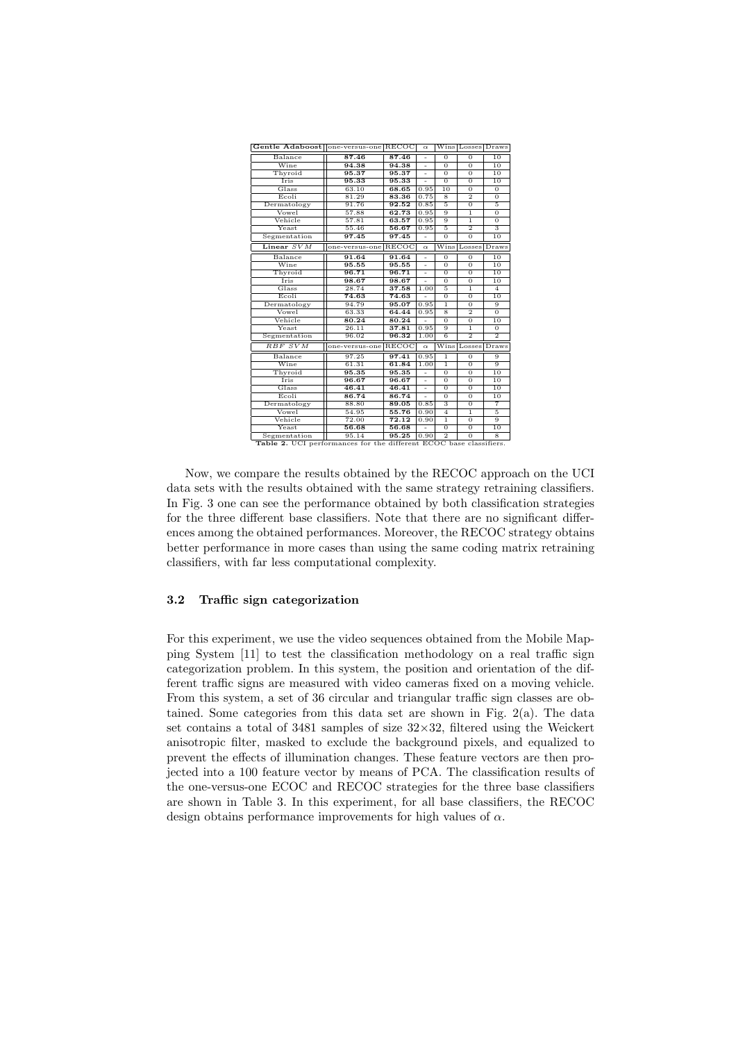| **Gentle Adaboost** | one-versus-one | RECOC | $\alpha$ | Wins | Losses | Draws |
|---|---|---|---|---|---|---|
| Balance | **87.46** | **87.46** | - | 0 | 0 | 10 |
| Wine | **94.38** | **94.38** | - | 0 | 0 | 10 |
| Thyroid | **95.37** | **95.37** | - | 0 | 0 | 10 |
| Iris | **95.33** | **95.33** | - | 0 | 0 | 10 |
| Glass | 63.10 | **68.65** | 0.95 | 10 | 0 | 0 |
| Ecoli | 81.29 | **83.36** | 0.75 | 8 | 2 | 0 |
| Dermatology | 91.76 | **92.52** | 0.85 | 5 | 0 | 5 |
| Vowel | 57.88 | **62.73** | 0.95 | 9 | 1 | 0 |
| Vehicle | 57.81 | **63.57** | 0.95 | 9 | 1 | 0 |
| Yeast | 55.46 | **56.67** | 0.95 | 5 | 2 | 3 |
| Segmentation | **97.45** | **97.45** | - | 0 | 0 | 10 |
| **Linear** $SVM$ | one-versus-one | RECOC | $\alpha$ | Wins | Losses | Draws |
| Balance | **91.64** | **91.64** | - | 0 | 0 | 10 |
| Wine | **95.55** | **95.55** | - | 0 | 0 | 10 |
| Thyroid | **96.71** | **96.71** | - | 0 | 0 | 10 |
| Iris | **98.67** | **98.67** | - | 0 | 0 | 10 |
| Glass | 28.74 | **37.58** | 1.00 | 5 | 1 | 4 |
| Ecoli | **74.63** | **74.63** | - | 0 | 0 | 10 |
| Dermatology | 94.79 | **95.07** | 0.95 | 1 | 0 | 9 |
| Vowel | 63.33 | **64.44** | 0.95 | 8 | 2 | 0 |
| Vehicle | **80.24** | **80.24** | - | 0 | 0 | 10 |
| Yeast | 26.11 | **37.81** | 0.95 | 9 | 1 | 0 |
| Segmentation | 96.02 | **96.32** | 1.00 | 6 | 2 | 2 |
| $RBF\ SVM$ | one-versus-one | RECOC | $\alpha$ | Wins | Losses | Draws |
| Balance | 97.25 | **97.41** | 0.95 | 1 | 0 | 9 |
| Wine | 61.31 | **61.84** | 1.00 | 1 | 0 | 9 |
| Thyroid | **95.35** | **95.35** | - | 0 | 0 | 10 |
| Iris | **96.67** | **96.67** | - | 0 | 0 | 10 |
| Glass | **46.41** | **46.41** | - | 0 | 0 | 10 |
| Ecoli | **86.74** | **86.74** | - | 0 | 0 | 10 |
| Dermatology | 88.80 | **89.05** | 0.85 | 3 | 0 | 7 |
| Vowel | 54.95 | **55.76** | 0.90 | 4 | 1 | 5 |
| Vehicle | 72.00 | **72.12** | 0.90 | 1 | 0 | 9 |
| Yeast | **56.68** | **56.68** | - | 0 | 0 | 10 |
| Segmentation | 95.14 | **95.25** | 0.90 | 2 | 0 | 8 |

**Table 2.** UCI performances for the different ECOC base classifiers.

Now, we compare the results obtained by the RECOC approach on the UCI data sets with the results obtained with the same strategy retraining classifiers. In Fig. 3 one can see the performance obtained by both classification strategies for the three different base classifiers. Note that there are no significant differences among the obtained performances. Moreover, the RECOC strategy obtains better performance in more cases than using the same coding matrix retraining classifiers, with far less computational complexity.

### 3.2 Traffic sign categorization

For this experiment, we use the video sequences obtained from the Mobile Mapping System [11] to test the classification methodology on a real traffic sign categorization problem. In this system, the position and orientation of the different traffic signs are measured with video cameras fixed on a moving vehicle. From this system, a set of 36 circular and triangular traffic sign classes are obtained. Some categories from this data set are shown in Fig. 2(a). The data set contains a total of 3481 samples of size $32{\times}32$, filtered using the Weickert anisotropic filter, masked to exclude the background pixels, and equalized to prevent the effects of illumination changes. These feature vectors are then projected into a 100 feature vector by means of PCA. The classification results of the one-versus-one ECOC and RECOC strategies for the three base classifiers are shown in Table 3. In this experiment, for all base classifiers, the RECOC design obtains performance improvements for high values of $\alpha$.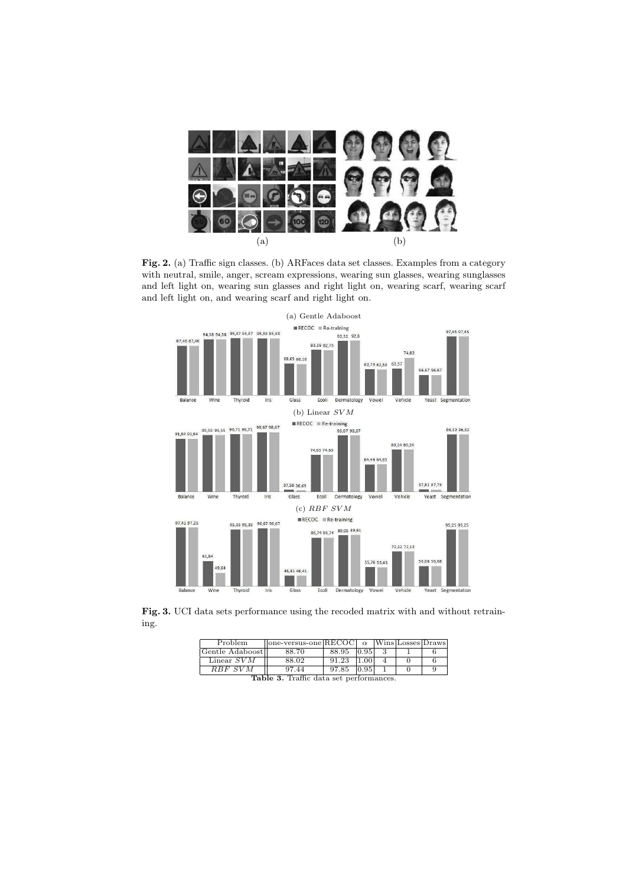**Fig. 2.** (a) Traffic sign classes. (b) ARFaces data set classes. Examples from a category with neutral, smile, anger, scream expressions, wearing sun glasses, wearing sunglasses and left light on, wearing sun glasses and right light on, wearing scarf, wearing scarf and left light on, and wearing scarf and right light on.

**Fig. 3.** UCI data sets performance using the recoded matrix with and without retraining.

| Problem | one-versus-one | RECOC | $\alpha$ | Wins | Losses | Draws |
|---|---|---|---|---|---|---|
| Gentle Adaboost | 88.70 | 88.95 | 0.95 | 3 | 1 | 6 |
| Linear $SVM$ | 88.02 | 91.23 | 1.00 | 4 | 0 | 6 |
| $RBF$ $SVM$ | 97.44 | 97.85 | 0.95 | 1 | 0 | 9 |

**Table 3.** Traffic data set performances.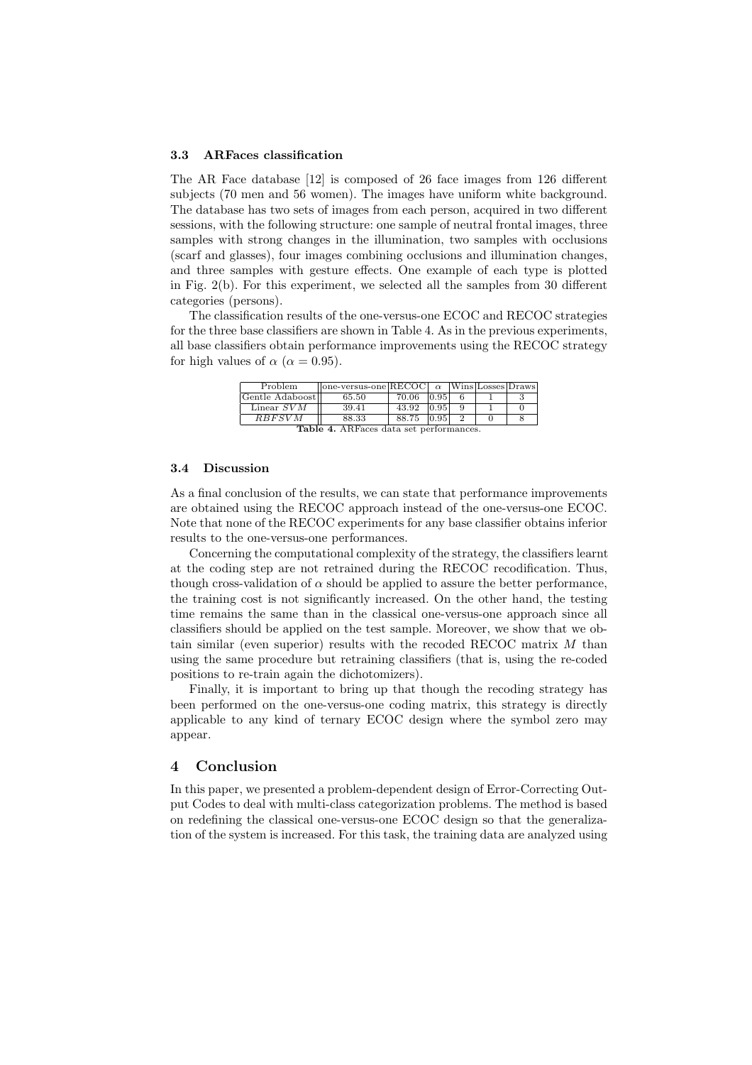### 3.3 ARFaces classification

The AR Face database [12] is composed of 26 face images from 126 different subjects (70 men and 56 women). The images have uniform white background. The database has two sets of images from each person, acquired in two different sessions, with the following structure: one sample of neutral frontal images, three samples with strong changes in the illumination, two samples with occlusions (scarf and glasses), four images combining occlusions and illumination changes, and three samples with gesture effects. One example of each type is plotted in Fig. 2(b). For this experiment, we selected all the samples from 30 different categories (persons).

The classification results of the one-versus-one ECOC and RECOC strategies for the three base classifiers are shown in Table 4. As in the previous experiments, all base classifiers obtain performance improvements using the RECOC strategy for high values of $\alpha$ ($\alpha = 0.95$).

| Problem | one-versus-one | RECOC | $\alpha$ | Wins | Losses | Draws |
|---|---|---|---|---|---|---|
| Gentle Adaboost | 65.50 | 70.06 | 0.95 | 6 | 1 | 3 |
| Linear $SVM$ | 39.41 | 43.92 | 0.95 | 9 | 1 | 0 |
| $RBFSVM$ | 88.33 | 88.75 | 0.95 | 2 | 0 | 8 |

**Table 4.** ARFaces data set performances.

### 3.4 Discussion

As a final conclusion of the results, we can state that performance improvements are obtained using the RECOC approach instead of the one-versus-one ECOC. Note that none of the RECOC experiments for any base classifier obtains inferior results to the one-versus-one performances.

Concerning the computational complexity of the strategy, the classifiers learnt at the coding step are not retrained during the RECOC recodification. Thus, though cross-validation of $\alpha$ should be applied to assure the better performance, the training cost is not significantly increased. On the other hand, the testing time remains the same than in the classical one-versus-one approach since all classifiers should be applied on the test sample. Moreover, we show that we obtain similar (even superior) results with the recoded RECOC matrix $M$ than using the same procedure but retraining classifiers (that is, using the re-coded positions to re-train again the dichotomizers).

Finally, it is important to bring up that though the recoding strategy has been performed on the one-versus-one coding matrix, this strategy is directly applicable to any kind of ternary ECOC design where the symbol zero may appear.

## 4 Conclusion

In this paper, we presented a problem-dependent design of Error-Correcting Output Codes to deal with multi-class categorization problems. The method is based on redefining the classical one-versus-one ECOC design so that the generalization of the system is increased. For this task, the training data are analyzed using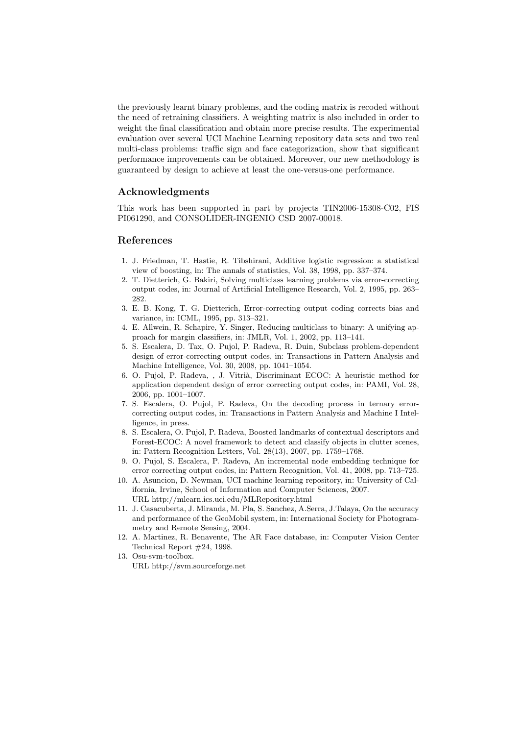the previously learnt binary problems, and the coding matrix is recoded without the need of retraining classifiers. A weighting matrix is also included in order to weight the final classification and obtain more precise results. The experimental evaluation over several UCI Machine Learning repository data sets and two real multi-class problems: traffic sign and face categorization, show that significant performance improvements can be obtained. Moreover, our new methodology is guaranteed by design to achieve at least the one-versus-one performance.

## Acknowledgments

This work has been supported in part by projects TIN2006-15308-C02, FIS PI061290, and CONSOLIDER-INGENIO CSD 2007-00018.

## References

1. J. Friedman, T. Hastie, R. Tibshirani, Additive logistic regression: a statistical view of boosting, in: The annals of statistics, Vol. 38, 1998, pp. 337–374.
2. T. Dietterich, G. Bakiri, Solving multiclass learning problems via error-correcting output codes, in: Journal of Artificial Intelligence Research, Vol. 2, 1995, pp. 263–282.
3. E. B. Kong, T. G. Dietterich, Error-correcting output coding corrects bias and variance, in: ICML, 1995, pp. 313–321.
4. E. Allwein, R. Schapire, Y. Singer, Reducing multiclass to binary: A unifying approach for margin classifiers, in: JMLR, Vol. 1, 2002, pp. 113–141.
5. S. Escalera, D. Tax, O. Pujol, P. Radeva, R. Duin, Subclass problem-dependent design of error-correcting output codes, in: Transactions in Pattern Analysis and Machine Intelligence, Vol. 30, 2008, pp. 1041–1054.
6. O. Pujol, P. Radeva, , J. Vitrià, Discriminant ECOC: A heuristic method for application dependent design of error correcting output codes, in: PAMI, Vol. 28, 2006, pp. 1001–1007.
7. S. Escalera, O. Pujol, P. Radeva, On the decoding process in ternary error-correcting output codes, in: Transactions in Pattern Analysis and Machine I Intelligence, in press.
8. S. Escalera, O. Pujol, P. Radeva, Boosted landmarks of contextual descriptors and Forest-ECOC: A novel framework to detect and classify objects in clutter scenes, in: Pattern Recognition Letters, Vol. 28(13), 2007, pp. 1759–1768.
9. O. Pujol, S. Escalera, P. Radeva, An incremental node embedding technique for error correcting output codes, in: Pattern Recognition, Vol. 41, 2008, pp. 713–725.
10. A. Asuncion, D. Newman, UCI machine learning repository, in: University of California, Irvine, School of Information and Computer Sciences, 2007.
URL http://mlearn.ics.uci.edu/MLRepository.html
11. J. Casacuberta, J. Miranda, M. Pla, S. Sanchez, A.Serra, J.Talaya, On the accuracy and performance of the GeoMobil system, in: International Society for Photogrammetry and Remote Sensing, 2004.
12. A. Martinez, R. Benavente, The AR Face database, in: Computer Vision Center Technical Report #24, 1998.
13. Osu-svm-toolbox.
URL http://svm.sourceforge.net